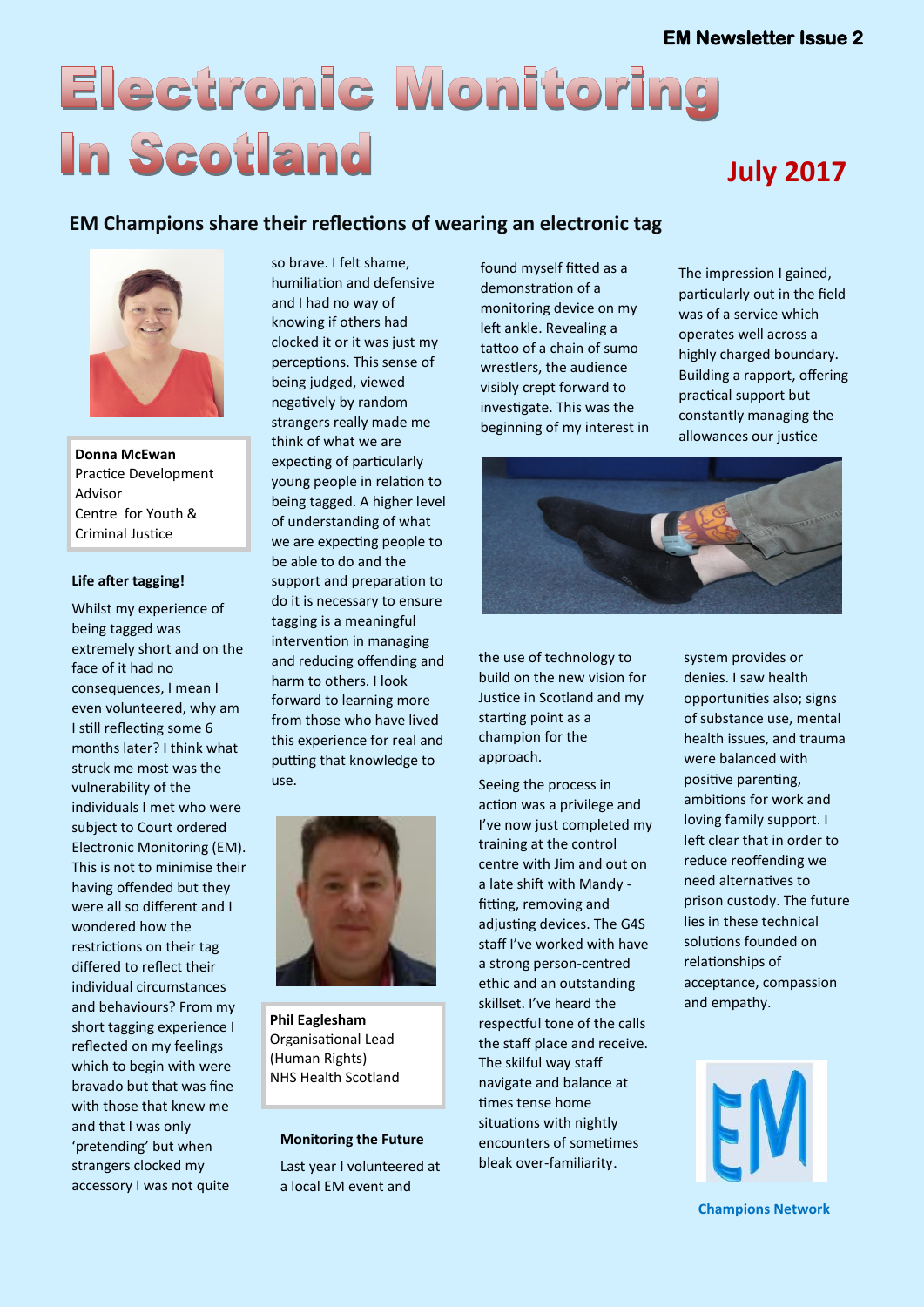EM Newsletter Issue 2

# Electronic Monitoring In Scotland

**July 2017**

## EM Champions share their reflections of wearing an electronic tag

**Donna McEwan**
Practice Development Advisor
Centre for Youth & Criminal Justice

### Life after tagging!

Whilst my experience of being tagged was extremely short and on the face of it had no consequences, I mean I even volunteered, why am I still reflecting some 6 months later? I think what struck me most was the vulnerability of the individuals I met who were subject to Court ordered Electronic Monitoring (EM). This is not to minimise their having offended but they were all so different and I wondered how the restrictions on their tag differed to reflect their individual circumstances and behaviours? From my short tagging experience I reflected on my feelings which to begin with were bravado but that was fine with those that knew me and that I was only 'pretending' but when strangers clocked my accessory I was not quite so brave. I felt shame, humiliation and defensive and I had no way of knowing if others had clocked it or it was just my perceptions. This sense of being judged, viewed negatively by random strangers really made me think of what we are expecting of particularly young people in relation to being tagged. A higher level of understanding of what we are expecting people to be able to do and the support and preparation to do it is necessary to ensure tagging is a meaningful intervention in managing and reducing offending and harm to others. I look forward to learning more from those who have lived this experience for real and putting that knowledge to use.

**Phil Eaglesham**
Organisational Lead (Human Rights)
NHS Health Scotland

### Monitoring the Future

Last year I volunteered at a local EM event and found myself fitted as a demonstration of a monitoring device on my left ankle. Revealing a tattoo of a chain of sumo wrestlers, the audience visibly crept forward to investigate. This was the beginning of my interest in the use of technology to build on the new vision for Justice in Scotland and my starting point as a champion for the approach.

Seeing the process in action was a privilege and I've now just completed my training at the control centre with Jim and out on a late shift with Mandy - fitting, removing and adjusting devices. The G4S staff I've worked with have a strong person-centred ethic and an outstanding skillset. I've heard the respectful tone of the calls the staff place and receive. The skilful way staff navigate and balance at times tense home situations with nightly encounters of sometimes bleak over-familiarity.

The impression I gained, particularly out in the field was of a service which operates well across a highly charged boundary. Building a rapport, offering practical support but constantly managing the allowances our justice system provides or denies. I saw health opportunities also; signs of substance use, mental health issues, and trauma were balanced with positive parenting, ambitions for work and loving family support. I left clear that in order to reduce reoffending we need alternatives to prison custody. The future lies in these technical solutions founded on relationships of acceptance, compassion and empathy.

EM

**Champions Network**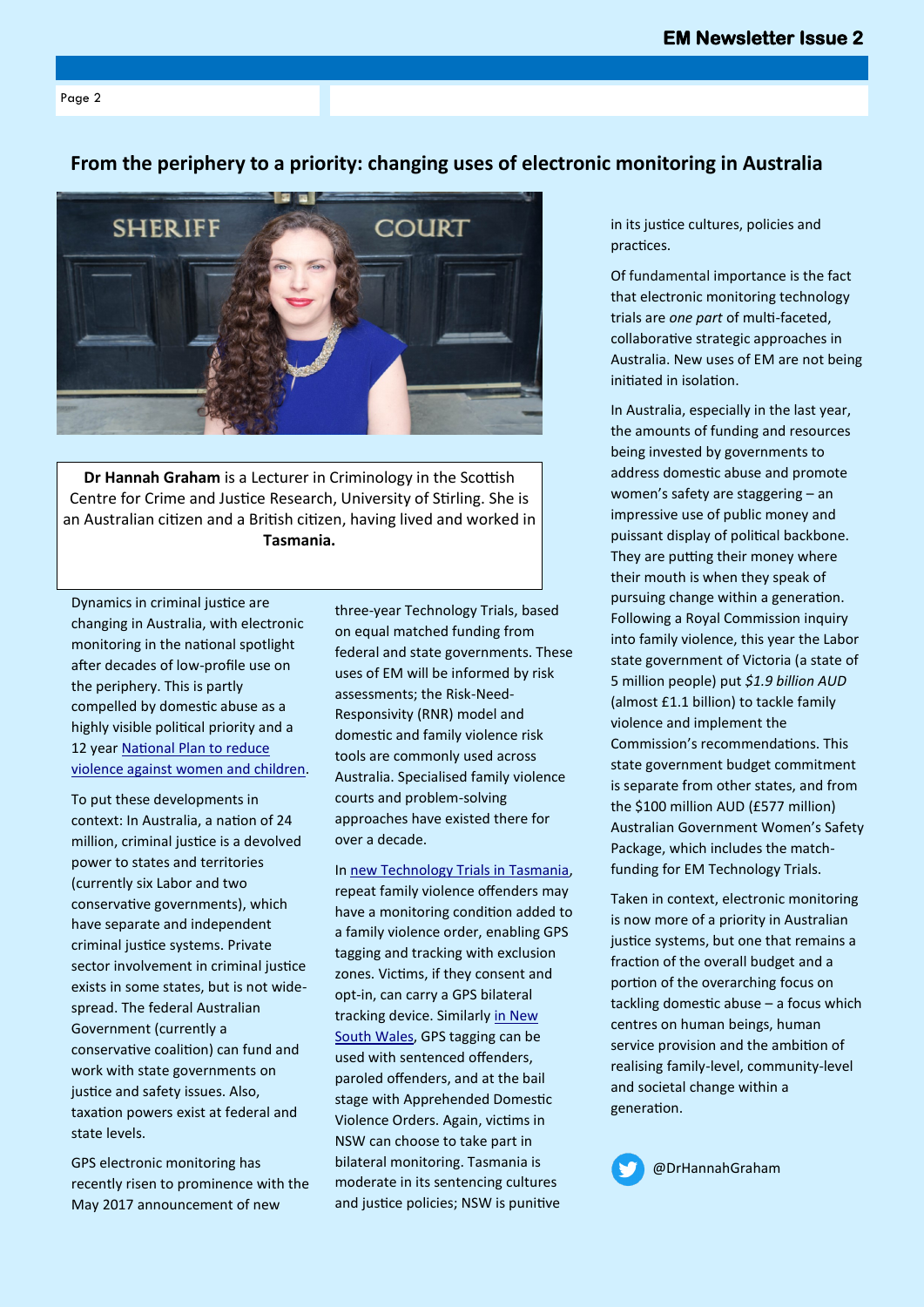# From the periphery to a priority: changing uses of electronic monitoring in Australia

**Dr Hannah Graham** is a Lecturer in Criminology in the Scottish Centre for Crime and Justice Research, University of Stirling. She is an Australian citizen and a British citizen, having lived and worked in **Tasmania.**

Dynamics in criminal justice are changing in Australia, with electronic monitoring in the national spotlight after decades of low-profile use on the periphery. This is partly compelled by domestic abuse as a highly visible political priority and a 12 year National Plan to reduce violence against women and children.

To put these developments in context: In Australia, a nation of 24 million, criminal justice is a devolved power to states and territories (currently six Labor and two conservative governments), which have separate and independent criminal justice systems. Private sector involvement in criminal justice exists in some states, but is not wide-spread. The federal Australian Government (currently a conservative coalition) can fund and work with state governments on justice and safety issues. Also, taxation powers exist at federal and state levels.

GPS electronic monitoring has recently risen to prominence with the May 2017 announcement of new three-year Technology Trials, based on equal matched funding from federal and state governments. These uses of EM will be informed by risk assessments; the Risk-Need-Responsivity (RNR) model and domestic and family violence risk tools are commonly used across Australia. Specialised family violence courts and problem-solving approaches have existed there for over a decade.

In new Technology Trials in Tasmania, repeat family violence offenders may have a monitoring condition added to a family violence order, enabling GPS tagging and tracking with exclusion zones. Victims, if they consent and opt-in, can carry a GPS bilateral tracking device. Similarly in New South Wales, GPS tagging can be used with sentenced offenders, paroled offenders, and at the bail stage with Apprehended Domestic Violence Orders. Again, victims in NSW can choose to take part in bilateral monitoring. Tasmania is moderate in its sentencing cultures and justice policies; NSW is punitive in its justice cultures, policies and practices.

Of fundamental importance is the fact that electronic monitoring technology trials are *one part* of multi-faceted, collaborative strategic approaches in Australia. New uses of EM are not being initiated in isolation.

In Australia, especially in the last year, the amounts of funding and resources being invested by governments to address domestic abuse and promote women's safety are staggering – an impressive use of public money and puissant display of political backbone. They are putting their money where their mouth is when they speak of pursuing change within a generation. Following a Royal Commission inquiry into family violence, this year the Labor state government of Victoria (a state of 5 million people) put *$1.9 billion AUD* (almost £1.1 billion) to tackle family violence and implement the Commission's recommendations. This state government budget commitment is separate from other states, and from the $100 million AUD (£577 million) Australian Government Women's Safety Package, which includes the match-funding for EM Technology Trials.

Taken in context, electronic monitoring is now more of a priority in Australian justice systems, but one that remains a fraction of the overall budget and a portion of the overarching focus on tackling domestic abuse – a focus which centres on human beings, human service provision and the ambition of realising family-level, community-level and societal change within a generation.

@DrHannahGraham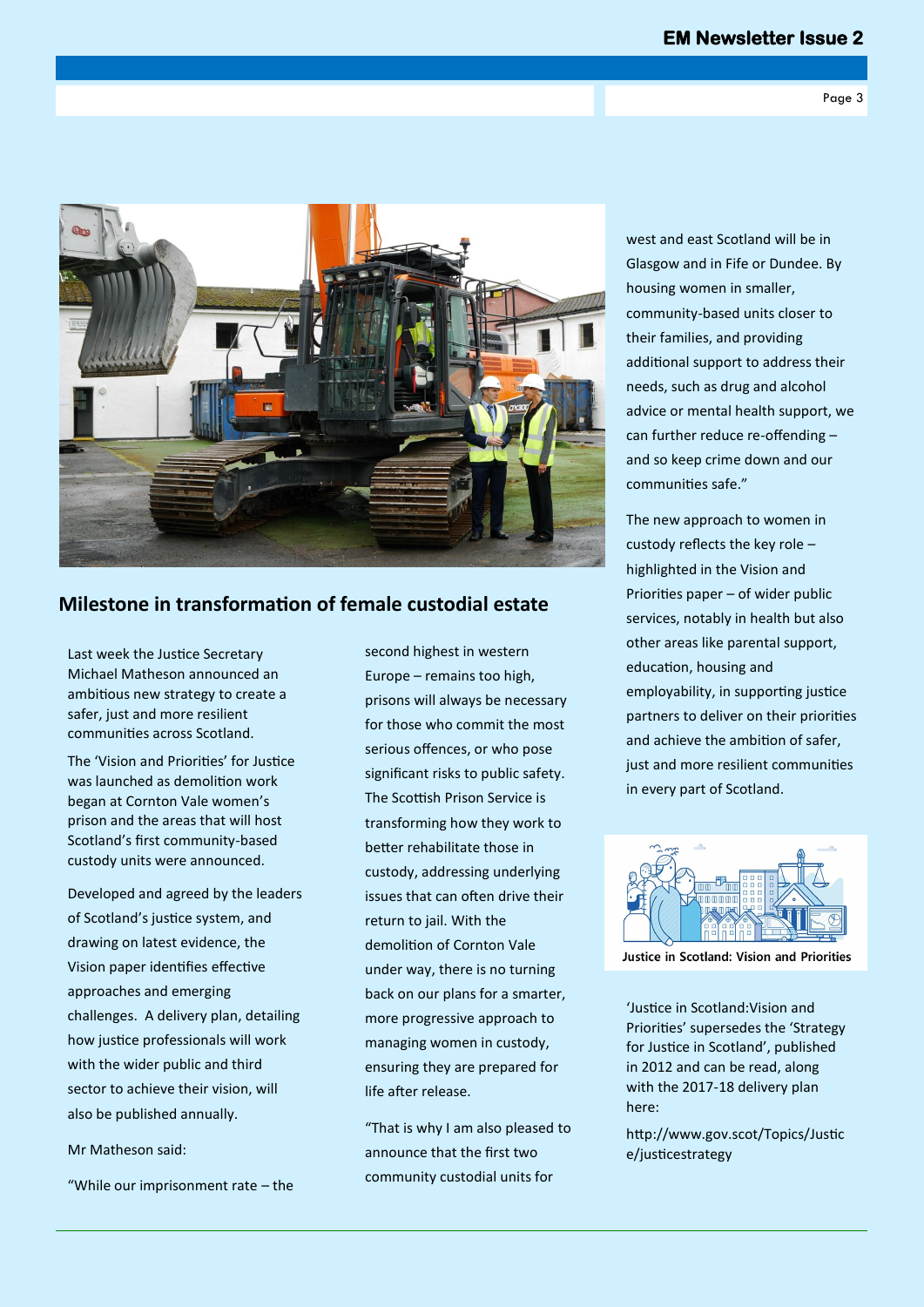## Milestone in transformation of female custodial estate

Last week the Justice Secretary Michael Matheson announced an ambitious new strategy to create a safer, just and more resilient communities across Scotland.

The 'Vision and Priorities' for Justice was launched as demolition work began at Cornton Vale women's prison and the areas that will host Scotland's first community-based custody units were announced.

Developed and agreed by the leaders of Scotland's justice system, and drawing on latest evidence, the Vision paper identifies effective approaches and emerging challenges. A delivery plan, detailing how justice professionals will work with the wider public and third sector to achieve their vision, will also be published annually.

Mr Matheson said:

"While our imprisonment rate – the second highest in western Europe – remains too high, prisons will always be necessary for those who commit the most serious offences, or who pose significant risks to public safety. The Scottish Prison Service is transforming how they work to better rehabilitate those in custody, addressing underlying issues that can often drive their return to jail. With the demolition of Cornton Vale under way, there is no turning back on our plans for a smarter, more progressive approach to managing women in custody, ensuring they are prepared for life after release.

"That is why I am also pleased to announce that the first two community custodial units for west and east Scotland will be in Glasgow and in Fife or Dundee. By housing women in smaller, community-based units closer to their families, and providing additional support to address their needs, such as drug and alcohol advice or mental health support, we can further reduce re-offending – and so keep crime down and our communities safe."

The new approach to women in custody reflects the key role – highlighted in the Vision and Priorities paper – of wider public services, notably in health but also other areas like parental support, education, housing and employability, in supporting justice partners to deliver on their priorities and achieve the ambition of safer, just and more resilient communities in every part of Scotland.

Justice in Scotland: Vision and Priorities

'Justice in Scotland:Vision and Priorities' supersedes the 'Strategy for Justice in Scotland', published in 2012 and can be read, along with the 2017-18 delivery plan here:

http://www.gov.scot/Topics/Justice/justicestrategy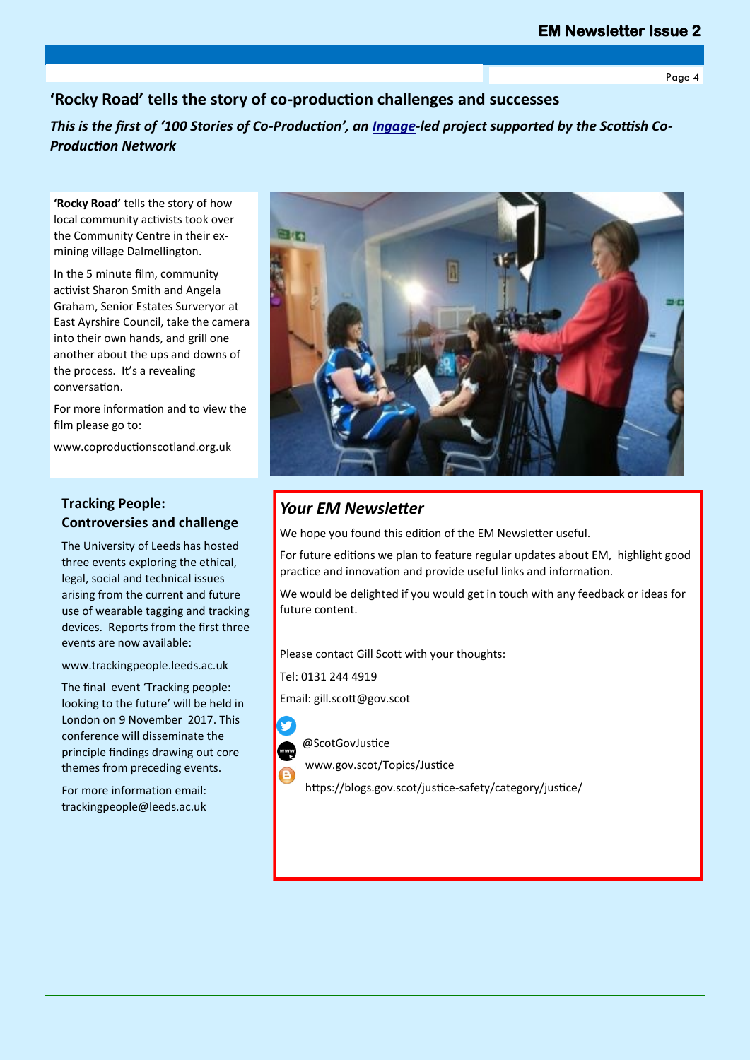## 'Rocky Road' tells the story of co-production challenges and successes

***This is the first of '100 Stories of Co-Production', an Ingage-led project supported by the Scottish Co-Production Network***

**'Rocky Road'** tells the story of how local community activists took over the Community Centre in their ex-mining village Dalmellington.

In the 5 minute film, community activist Sharon Smith and Angela Graham, Senior Estates Surveryor at East Ayrshire Council, take the camera into their own hands, and grill one another about the ups and downs of the process. It's a revealing conversation.

For more information and to view the film please go to:

www.coproductionscotland.org.uk

### Tracking People: Controversies and challenge

The University of Leeds has hosted three events exploring the ethical, legal, social and technical issues arising from the current and future use of wearable tagging and tracking devices. Reports from the first three events are now available:

www.trackingpeople.leeds.ac.uk

The final event 'Tracking people: looking to the future' will be held in London on 9 November 2017. This conference will disseminate the principle findings drawing out core themes from preceding events.

For more information email: trackingpeople@leeds.ac.uk

### *Your EM Newsletter*

We hope you found this edition of the EM Newsletter useful.

For future editions we plan to feature regular updates about EM, highlight good practice and innovation and provide useful links and information.

We would be delighted if you would get in touch with any feedback or ideas for future content.

Please contact Gill Scott with your thoughts:

Tel: 0131 244 4919

Email: gill.scott@gov.scot

@ScotGovJustice

www.gov.scot/Topics/Justice

https://blogs.gov.scot/justice-safety/category/justice/